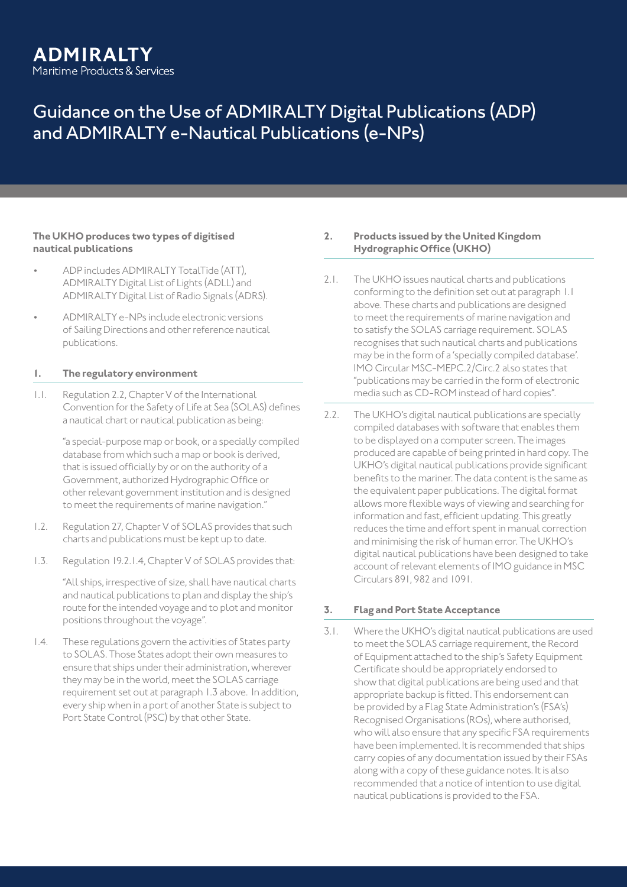**ADMIRALTY**
Maritime Products & Services

# Guidance on the Use of ADMIRALTY Digital Publications (ADP) and ADMIRALTY e-Nautical Publications (e-NPs)

**The UKHO produces two types of digitised nautical publications**

- ADP includes ADMIRALTY TotalTide (ATT), ADMIRALTY Digital List of Lights (ADLL) and ADMIRALTY Digital List of Radio Signals (ADRS).
- ADMIRALTY e-NPs include electronic versions of Sailing Directions and other reference nautical publications.

## 1. The regulatory environment

1.1. Regulation 2.2, Chapter V of the International Convention for the Safety of Life at Sea (SOLAS) defines a nautical chart or nautical publication as being:

"a special-purpose map or book, or a specially compiled database from which such a map or book is derived, that is issued officially by or on the authority of a Government, authorized Hydrographic Office or other relevant government institution and is designed to meet the requirements of marine navigation."

1.2. Regulation 27, Chapter V of SOLAS provides that such charts and publications must be kept up to date.

1.3. Regulation 19.2.1.4, Chapter V of SOLAS provides that:

"All ships, irrespective of size, shall have nautical charts and nautical publications to plan and display the ship's route for the intended voyage and to plot and monitor positions throughout the voyage".

1.4. These regulations govern the activities of States party to SOLAS. Those States adopt their own measures to ensure that ships under their administration, wherever they may be in the world, meet the SOLAS carriage requirement set out at paragraph 1.3 above. In addition, every ship when in a port of another State is subject to Port State Control (PSC) by that other State.

## 2. Products issued by the United Kingdom Hydrographic Office (UKHO)

2.1. The UKHO issues nautical charts and publications conforming to the definition set out at paragraph 1.1 above. These charts and publications are designed to meet the requirements of marine navigation and to satisfy the SOLAS carriage requirement. SOLAS recognises that such nautical charts and publications may be in the form of a 'specially compiled database'. IMO Circular MSC-MEPC.2/Circ.2 also states that "publications may be carried in the form of electronic media such as CD-ROM instead of hard copies".

2.2. The UKHO's digital nautical publications are specially compiled databases with software that enables them to be displayed on a computer screen. The images produced are capable of being printed in hard copy. The UKHO's digital nautical publications provide significant benefits to the mariner. The data content is the same as the equivalent paper publications. The digital format allows more flexible ways of viewing and searching for information and fast, efficient updating. This greatly reduces the time and effort spent in manual correction and minimising the risk of human error. The UKHO's digital nautical publications have been designed to take account of relevant elements of IMO guidance in MSC Circulars 891, 982 and 1091.

## 3. Flag and Port State Acceptance

3.1. Where the UKHO's digital nautical publications are used to meet the SOLAS carriage requirement, the Record of Equipment attached to the ship's Safety Equipment Certificate should be appropriately endorsed to show that digital publications are being used and that appropriate backup is fitted. This endorsement can be provided by a Flag State Administration's (FSA's) Recognised Organisations (ROs), where authorised, who will also ensure that any specific FSA requirements have been implemented. It is recommended that ships carry copies of any documentation issued by their FSAs along with a copy of these guidance notes. It is also recommended that a notice of intention to use digital nautical publications is provided to the FSA.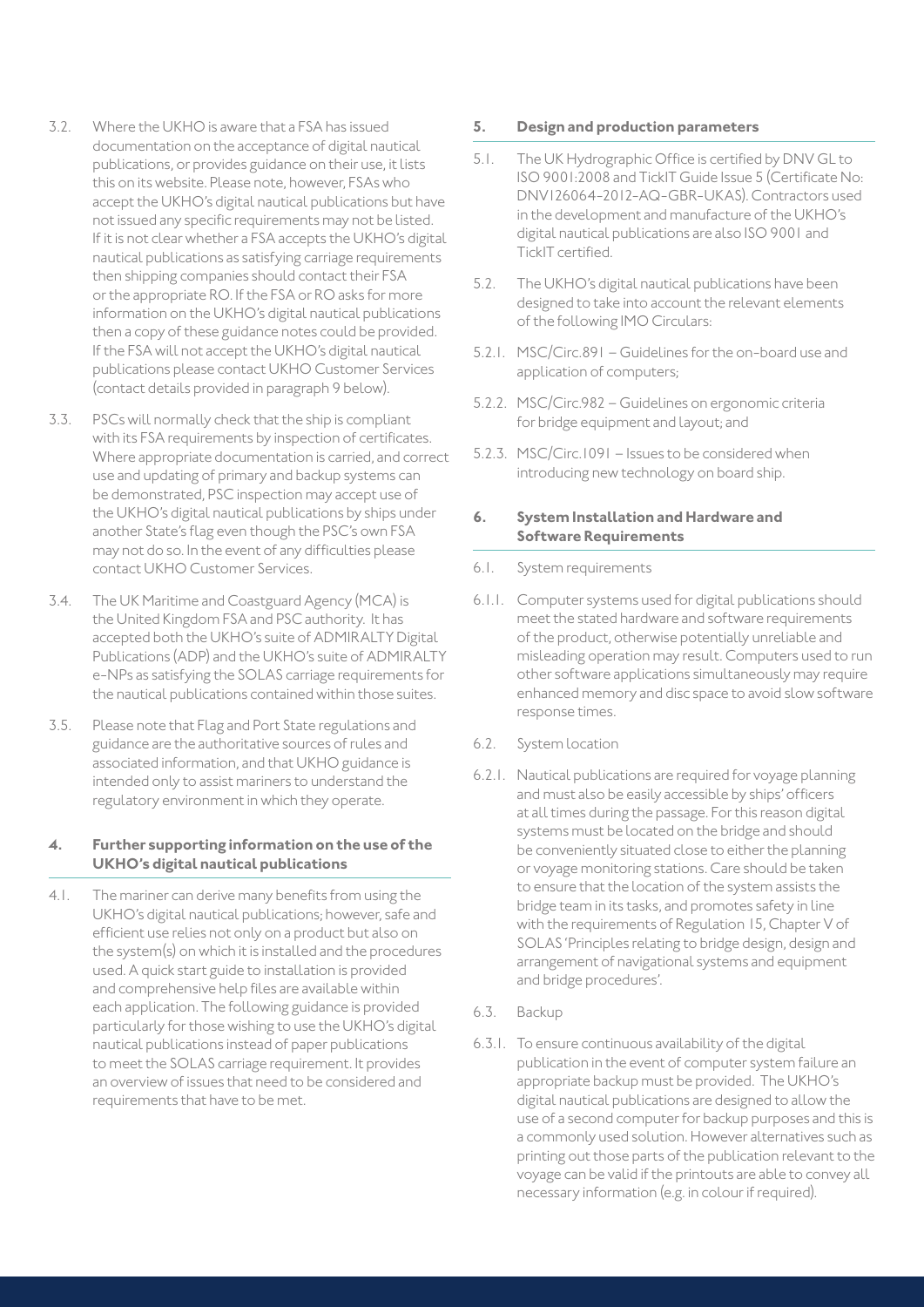3.2. Where the UKHO is aware that a FSA has issued documentation on the acceptance of digital nautical publications, or provides guidance on their use, it lists this on its website. Please note, however, FSAs who accept the UKHO's digital nautical publications but have not issued any specific requirements may not be listed. If it is not clear whether a FSA accepts the UKHO's digital nautical publications as satisfying carriage requirements then shipping companies should contact their FSA or the appropriate RO. If the FSA or RO asks for more information on the UKHO's digital nautical publications then a copy of these guidance notes could be provided. If the FSA will not accept the UKHO's digital nautical publications please contact UKHO Customer Services (contact details provided in paragraph 9 below).

3.3. PSCs will normally check that the ship is compliant with its FSA requirements by inspection of certificates. Where appropriate documentation is carried, and correct use and updating of primary and backup systems can be demonstrated, PSC inspection may accept use of the UKHO's digital nautical publications by ships under another State's flag even though the PSC's own FSA may not do so. In the event of any difficulties please contact UKHO Customer Services.

3.4. The UK Maritime and Coastguard Agency (MCA) is the United Kingdom FSA and PSC authority. It has accepted both the UKHO's suite of ADMIRALTY Digital Publications (ADP) and the UKHO's suite of ADMIRALTY e-NPs as satisfying the SOLAS carriage requirements for the nautical publications contained within those suites.

3.5. Please note that Flag and Port State regulations and guidance are the authoritative sources of rules and associated information, and that UKHO guidance is intended only to assist mariners to understand the regulatory environment in which they operate.

## 4. Further supporting information on the use of the UKHO's digital nautical publications

4.1. The mariner can derive many benefits from using the UKHO's digital nautical publications; however, safe and efficient use relies not only on a product but also on the system(s) on which it is installed and the procedures used. A quick start guide to installation is provided and comprehensive help files are available within each application. The following guidance is provided particularly for those wishing to use the UKHO's digital nautical publications instead of paper publications to meet the SOLAS carriage requirement. It provides an overview of issues that need to be considered and requirements that have to be met.

## 5. Design and production parameters

5.1. The UK Hydrographic Office is certified by DNV GL to ISO 9001:2008 and TickIT Guide Issue 5 (Certificate No: DNV126064-2012-AQ-GBR-UKAS). Contractors used in the development and manufacture of the UKHO's digital nautical publications are also ISO 9001 and TickIT certified.

5.2. The UKHO's digital nautical publications have been designed to take into account the relevant elements of the following IMO Circulars:

5.2.1. MSC/Circ.891 – Guidelines for the on-board use and application of computers;

5.2.2. MSC/Circ.982 – Guidelines on ergonomic criteria for bridge equipment and layout; and

5.2.3. MSC/Circ.1091 – Issues to be considered when introducing new technology on board ship.

## 6. System Installation and Hardware and Software Requirements

6.1. System requirements

6.1.1. Computer systems used for digital publications should meet the stated hardware and software requirements of the product, otherwise potentially unreliable and misleading operation may result. Computers used to run other software applications simultaneously may require enhanced memory and disc space to avoid slow software response times.

6.2. System location

6.2.1. Nautical publications are required for voyage planning and must also be easily accessible by ships' officers at all times during the passage. For this reason digital systems must be located on the bridge and should be conveniently situated close to either the planning or voyage monitoring stations. Care should be taken to ensure that the location of the system assists the bridge team in its tasks, and promotes safety in line with the requirements of Regulation 15, Chapter V of SOLAS 'Principles relating to bridge design, design and arrangement of navigational systems and equipment and bridge procedures'.

6.3. Backup

6.3.1. To ensure continuous availability of the digital publication in the event of computer system failure an appropriate backup must be provided. The UKHO's digital nautical publications are designed to allow the use of a second computer for backup purposes and this is a commonly used solution. However alternatives such as printing out those parts of the publication relevant to the voyage can be valid if the printouts are able to convey all necessary information (e.g. in colour if required).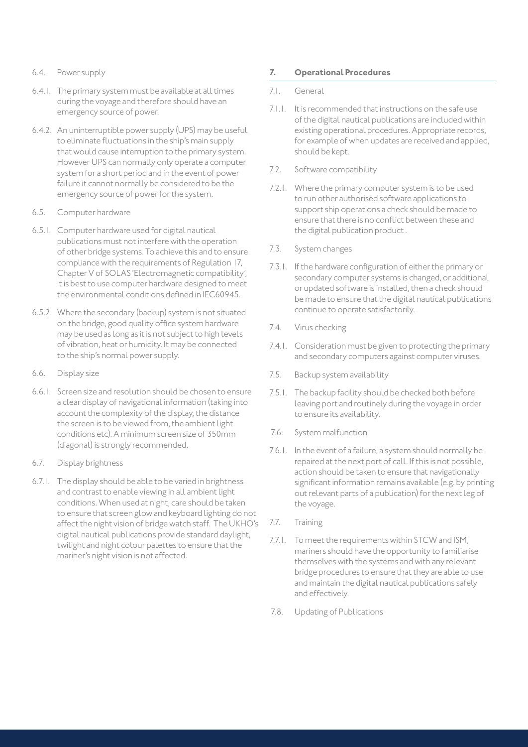6.4. Power supply

6.4.1. The primary system must be available at all times during the voyage and therefore should have an emergency source of power.

6.4.2. An uninterruptible power supply (UPS) may be useful to eliminate fluctuations in the ship's main supply that would cause interruption to the primary system. However UPS can normally only operate a computer system for a short period and in the event of power failure it cannot normally be considered to be the emergency source of power for the system.

6.5. Computer hardware

6.5.1. Computer hardware used for digital nautical publications must not interfere with the operation of other bridge systems. To achieve this and to ensure compliance with the requirements of Regulation 17, Chapter V of SOLAS 'Electromagnetic compatibility', it is best to use computer hardware designed to meet the environmental conditions defined in IEC60945.

6.5.2. Where the secondary (backup) system is not situated on the bridge, good quality office system hardware may be used as long as it is not subject to high levels of vibration, heat or humidity. It may be connected to the ship's normal power supply.

6.6. Display size

6.6.1. Screen size and resolution should be chosen to ensure a clear display of navigational information (taking into account the complexity of the display, the distance the screen is to be viewed from, the ambient light conditions etc). A minimum screen size of 350mm (diagonal) is strongly recommended.

6.7. Display brightness

6.7.1. The display should be able to be varied in brightness and contrast to enable viewing in all ambient light conditions. When used at night, care should be taken to ensure that screen glow and keyboard lighting do not affect the night vision of bridge watch staff. The UKHO's digital nautical publications provide standard daylight, twilight and night colour palettes to ensure that the mariner's night vision is not affected.

## 7. Operational Procedures

7.1. General

7.1.1. It is recommended that instructions on the safe use of the digital nautical publications are included within existing operational procedures. Appropriate records, for example of when updates are received and applied, should be kept.

7.2. Software compatibility

7.2.1. Where the primary computer system is to be used to run other authorised software applications to support ship operations a check should be made to ensure that there is no conflict between these and the digital publication product .

7.3. System changes

7.3.1. If the hardware configuration of either the primary or secondary computer systems is changed, or additional or updated software is installed, then a check should be made to ensure that the digital nautical publications continue to operate satisfactorily.

7.4. Virus checking

7.4.1. Consideration must be given to protecting the primary and secondary computers against computer viruses.

7.5. Backup system availability

7.5.1. The backup facility should be checked both before leaving port and routinely during the voyage in order to ensure its availability.

7.6. System malfunction

7.6.1. In the event of a failure, a system should normally be repaired at the next port of call. If this is not possible, action should be taken to ensure that navigationally significant information remains available (e.g. by printing out relevant parts of a publication) for the next leg of the voyage.

7.7. Training

7.7.1. To meet the requirements within STCW and ISM, mariners should have the opportunity to familiarise themselves with the systems and with any relevant bridge procedures to ensure that they are able to use and maintain the digital nautical publications safely and effectively.

7.8. Updating of Publications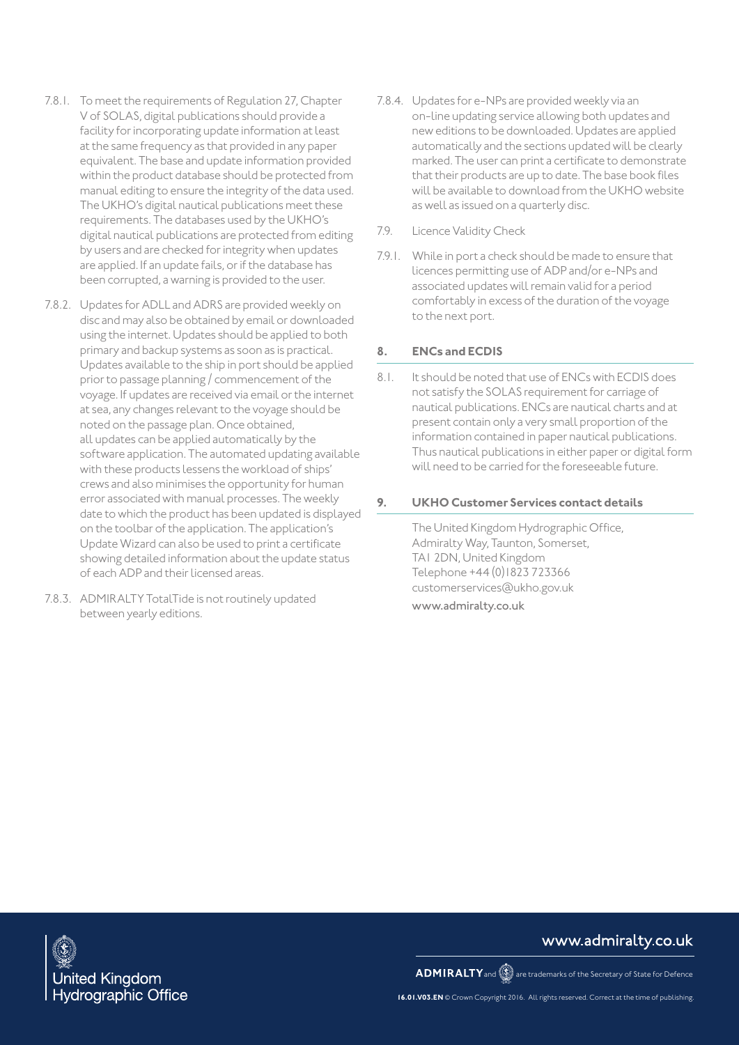7.8.1. To meet the requirements of Regulation 27, Chapter V of SOLAS, digital publications should provide a facility for incorporating update information at least at the same frequency as that provided in any paper equivalent. The base and update information provided within the product database should be protected from manual editing to ensure the integrity of the data used. The UKHO's digital nautical publications meet these requirements. The databases used by the UKHO's digital nautical publications are protected from editing by users and are checked for integrity when updates are applied. If an update fails, or if the database has been corrupted, a warning is provided to the user.

7.8.2. Updates for ADLL and ADRS are provided weekly on disc and may also be obtained by email or downloaded using the internet. Updates should be applied to both primary and backup systems as soon as is practical. Updates available to the ship in port should be applied prior to passage planning / commencement of the voyage. If updates are received via email or the internet at sea, any changes relevant to the voyage should be noted on the passage plan. Once obtained, all updates can be applied automatically by the software application. The automated updating available with these products lessens the workload of ships' crews and also minimises the opportunity for human error associated with manual processes. The weekly date to which the product has been updated is displayed on the toolbar of the application. The application's Update Wizard can also be used to print a certificate showing detailed information about the update status of each ADP and their licensed areas.

7.8.3. ADMIRALTY TotalTide is not routinely updated between yearly editions.

7.8.4. Updates for e-NPs are provided weekly via an on-line updating service allowing both updates and new editions to be downloaded. Updates are applied automatically and the sections updated will be clearly marked. The user can print a certificate to demonstrate that their products are up to date. The base book files will be available to download from the UKHO website as well as issued on a quarterly disc.

7.9. Licence Validity Check

7.9.1. While in port a check should be made to ensure that licences permitting use of ADP and/or e-NPs and associated updates will remain valid for a period comfortably in excess of the duration of the voyage to the next port.

## 8. ENCs and ECDIS

8.1. It should be noted that use of ENCs with ECDIS does not satisfy the SOLAS requirement for carriage of nautical publications. ENCs are nautical charts and at present contain only a very small proportion of the information contained in paper nautical publications. Thus nautical publications in either paper or digital form will need to be carried for the foreseeable future.

## 9. UKHO Customer Services contact details

The United Kingdom Hydrographic Office,
Admiralty Way, Taunton, Somerset,
TA1 2DN, United Kingdom
Telephone +44 (0)1823 723366
customerservices@ukho.gov.uk
www.admiralty.co.uk

United Kingdom Hydrographic Office

www.admiralty.co.uk

ADMIRALTY and [logo] are trademarks of the Secretary of State for Defence

**16.01.V03.EN** © Crown Copyright 2016. All rights reserved. Correct at the time of publishing.